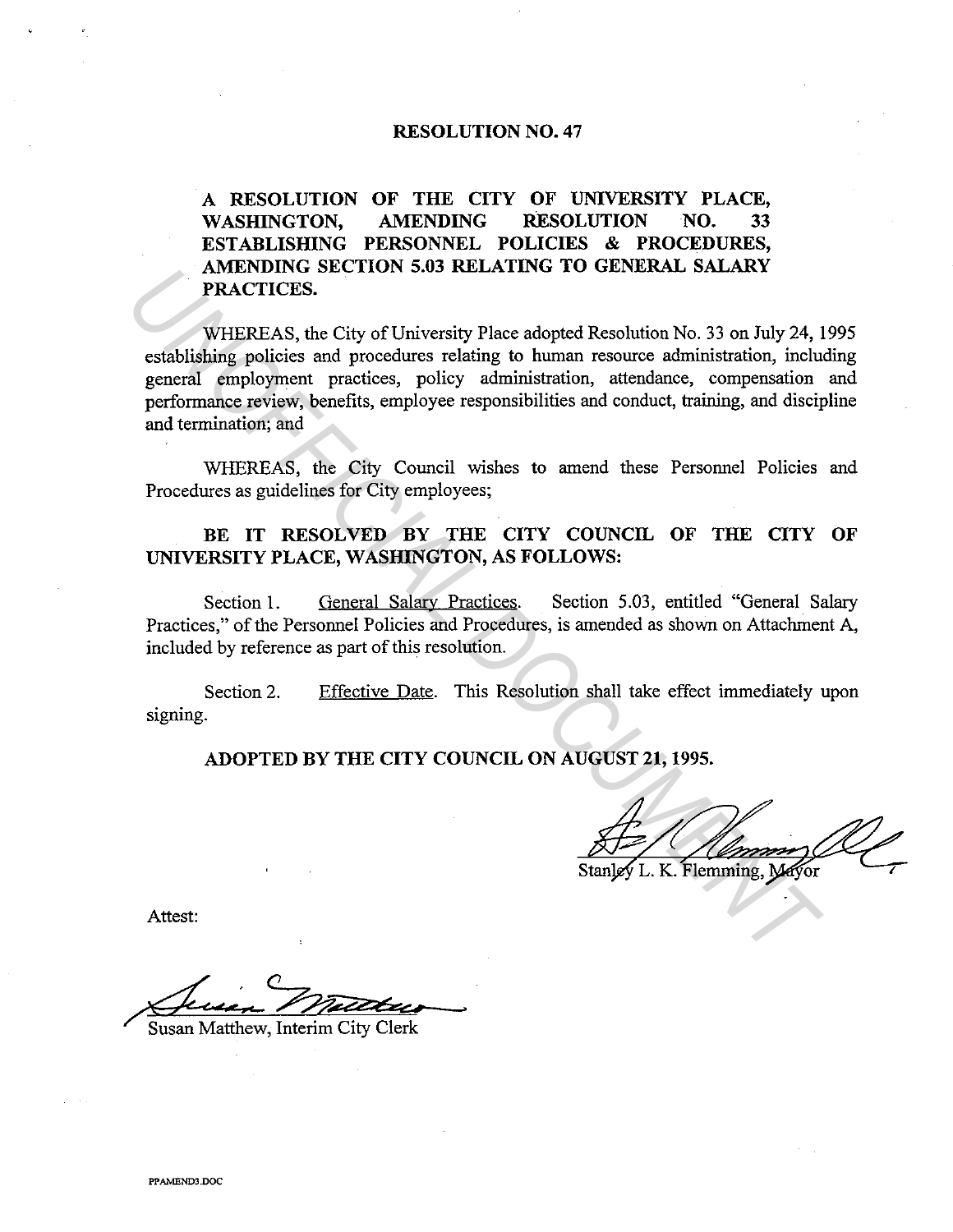# RESOLUTION NO. 47

**A RESOLUTION OF THE CITY OF UNIVERSITY PLACE, WASHINGTON, AMENDING RESOLUTION NO. 33 ESTABLISHING PERSONNEL POLICIES & PROCEDURES, AMENDING SECTION 5.03 RELATING TO GENERAL SALARY PRACTICES.**

WHEREAS, the City of University Place adopted Resolution No. 33 on July 24, 1995 establishing policies and procedures relating to human resource administration, including general employment practices, policy administration, attendance, compensation and performance review, benefits, employee responsibilities and conduct, training, and discipline and termination; and

WHEREAS, the City Council wishes to amend these Personnel Policies and Procedures as guidelines for City employees;

**BE IT RESOLVED BY THE CITY COUNCIL OF THE CITY OF UNIVERSITY PLACE, WASHINGTON, AS FOLLOWS:**

Section 1. General Salary Practices. Section 5.03, entitled "General Salary Practices," of the Personnel Policies and Procedures, is amended as shown on Attachment A, included by reference as part of this resolution.

Section 2. Effective Date. This Resolution shall take effect immediately upon signing.

**ADOPTED BY THE CITY COUNCIL ON AUGUST 21, 1995.**

Stanley L. K. Flemming, Mayor

Attest:

Susan Matthew, Interim City Clerk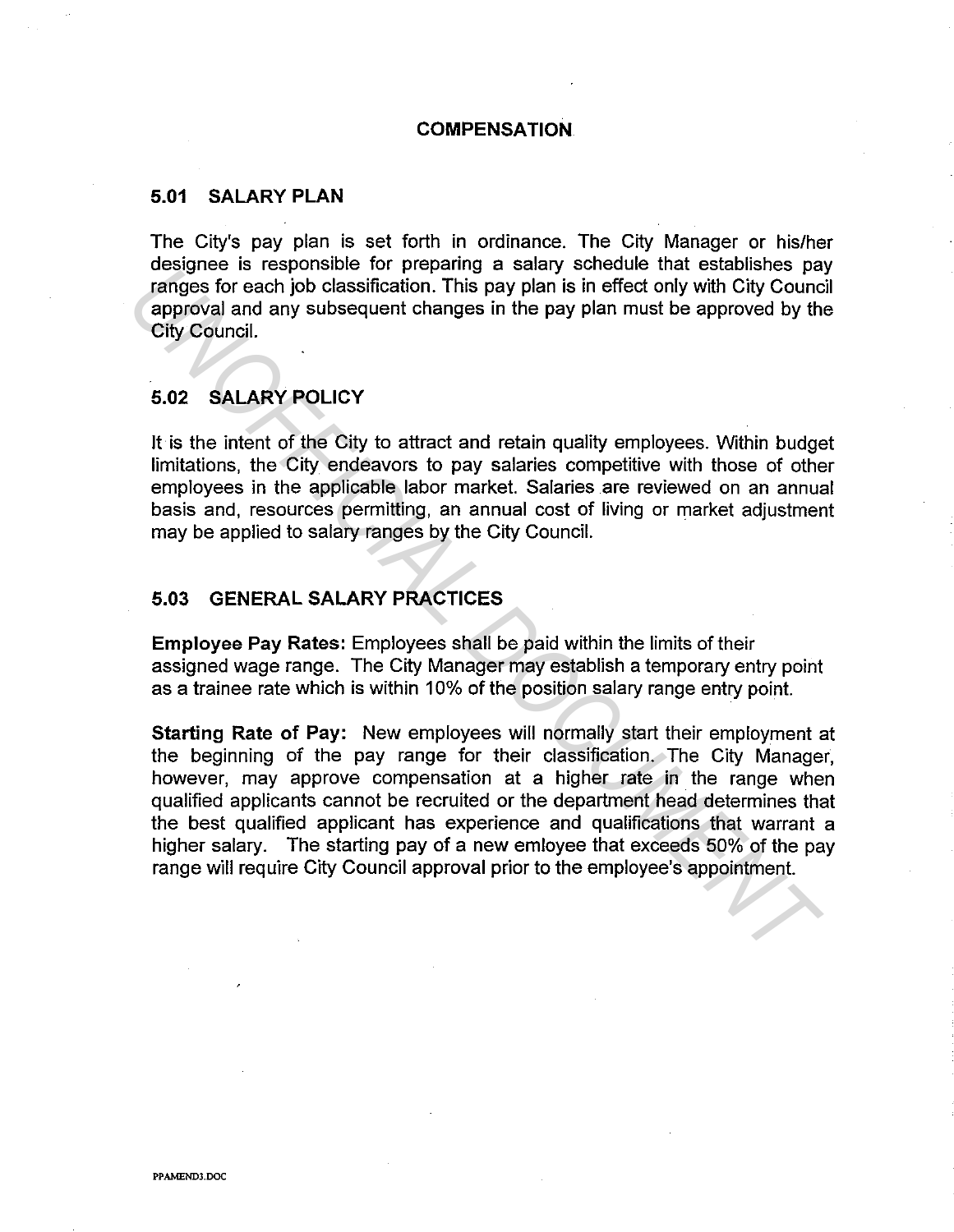# COMPENSATION

## 5.01 SALARY PLAN

The City's pay plan is set forth in ordinance. The City Manager or his/her designee is responsible for preparing a salary schedule that establishes pay ranges for each job classification. This pay plan is in effect only with City Council approval and any subsequent changes in the pay plan must be approved by the City Council.

## 5.02 SALARY POLICY

It is the intent of the City to attract and retain quality employees. Within budget limitations, the City endeavors to pay salaries competitive with those of other employees in the applicable labor market. Salaries are reviewed on an annual basis and, resources permitting, an annual cost of living or market adjustment may be applied to salary ranges by the City Council.

## 5.03 GENERAL SALARY PRACTICES

**Employee Pay Rates:** Employees shall be paid within the limits of their assigned wage range. The City Manager may establish a temporary entry point as a trainee rate which is within 10% of the position salary range entry point.

**Starting Rate of Pay:** New employees will normally start their employment at the beginning of the pay range for their classification. The City Manager, however, may approve compensation at a higher rate in the range when qualified applicants cannot be recruited or the department head determines that the best qualified applicant has experience and qualifications that warrant a higher salary. The starting pay of a new emloyee that exceeds 50% of the pay range will require City Council approval prior to the employee's appointment.